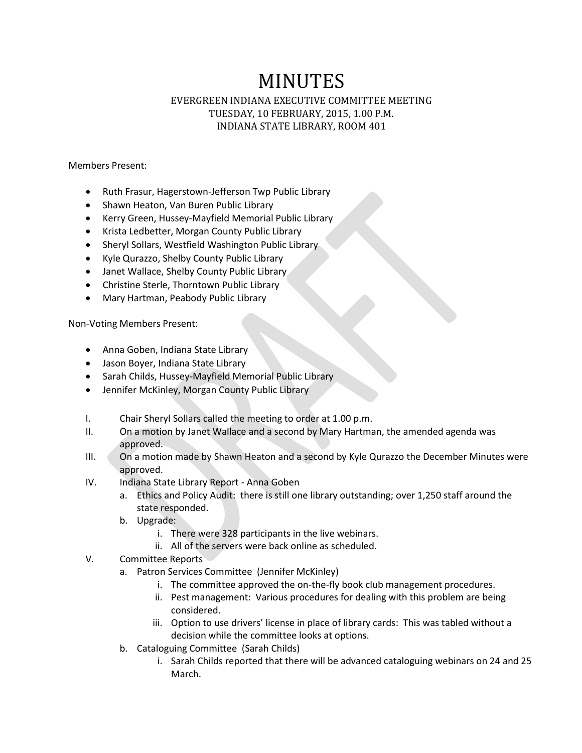# MINUTES

EVERGREEN INDIANA EXECUTIVE COMMITTEE MEETING
TUESDAY, 10 FEBRUARY, 2015, 1.00 P.M.
INDIANA STATE LIBRARY, ROOM 401

Members Present:

- Ruth Frasur, Hagerstown-Jefferson Twp Public Library
- Shawn Heaton, Van Buren Public Library
- Kerry Green, Hussey-Mayfield Memorial Public Library
- Krista Ledbetter, Morgan County Public Library
- Sheryl Sollars, Westfield Washington Public Library
- Kyle Qurazzo, Shelby County Public Library
- Janet Wallace, Shelby County Public Library
- Christine Sterle, Thorntown Public Library
- Mary Hartman, Peabody Public Library

Non-Voting Members Present:

- Anna Goben, Indiana State Library
- Jason Boyer, Indiana State Library
- Sarah Childs, Hussey-Mayfield Memorial Public Library
- Jennifer McKinley, Morgan County Public Library

I. Chair Sheryl Sollars called the meeting to order at 1.00 p.m.

II. On a motion by Janet Wallace and a second by Mary Hartman, the amended agenda was approved.

III. On a motion made by Shawn Heaton and a second by Kyle Qurazzo the December Minutes were approved.

IV. Indiana State Library Report - Anna Goben
   a. Ethics and Policy Audit: there is still one library outstanding; over 1,250 staff around the state responded.
   b. Upgrade:
      i. There were 328 participants in the live webinars.
      ii. All of the servers were back online as scheduled.

V. Committee Reports
   a. Patron Services Committee (Jennifer McKinley)
      i. The committee approved the on-the-fly book club management procedures.
      ii. Pest management: Various procedures for dealing with this problem are being considered.
      iii. Option to use drivers' license in place of library cards: This was tabled without a decision while the committee looks at options.
   b. Cataloguing Committee (Sarah Childs)
      i. Sarah Childs reported that there will be advanced cataloguing webinars on 24 and 25 March.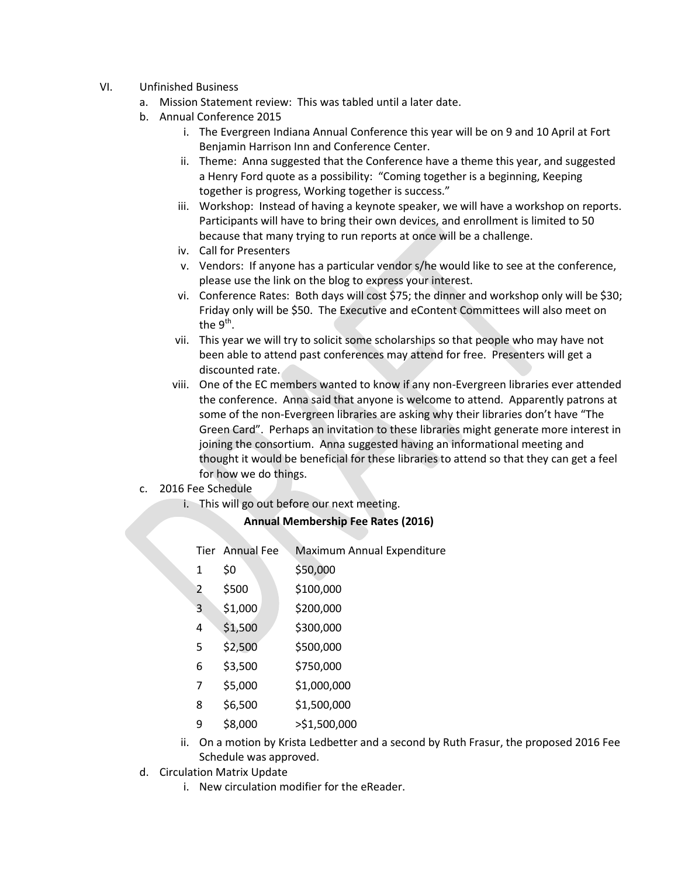VI. Unfinished Business

a. Mission Statement review: This was tabled until a later date.

b. Annual Conference 2015

   i. The Evergreen Indiana Annual Conference this year will be on 9 and 10 April at Fort Benjamin Harrison Inn and Conference Center.

   ii. Theme: Anna suggested that the Conference have a theme this year, and suggested a Henry Ford quote as a possibility: "Coming together is a beginning, Keeping together is progress, Working together is success."

   iii. Workshop: Instead of having a keynote speaker, we will have a workshop on reports. Participants will have to bring their own devices, and enrollment is limited to 50 because that many trying to run reports at once will be a challenge.

   iv. Call for Presenters

   v. Vendors: If anyone has a particular vendor s/he would like to see at the conference, please use the link on the blog to express your interest.

   vi. Conference Rates: Both days will cost $75; the dinner and workshop only will be $30; Friday only will be $50. The Executive and eContent Committees will also meet on the 9th.

   vii. This year we will try to solicit some scholarships so that people who may have not been able to attend past conferences may attend for free. Presenters will get a discounted rate.

   viii. One of the EC members wanted to know if any non-Evergreen libraries ever attended the conference. Anna said that anyone is welcome to attend. Apparently patrons at some of the non-Evergreen libraries are asking why their libraries don't have "The Green Card". Perhaps an invitation to these libraries might generate more interest in joining the consortium. Anna suggested having an informational meeting and thought it would be beneficial for these libraries to attend so that they can get a feel for how we do things.

c. 2016 Fee Schedule

   i. This will go out before our next meeting.

**Annual Membership Fee Rates (2016)**

| Tier | Annual Fee | Maximum Annual Expenditure |
|---|---|---|
| 1 | $0 | $50,000 |
| 2 | $500 | $100,000 |
| 3 | $1,000 | $200,000 |
| 4 | $1,500 | $300,000 |
| 5 | $2,500 | $500,000 |
| 6 | $3,500 | $750,000 |
| 7 | $5,000 | $1,000,000 |
| 8 | $6,500 | $1,500,000 |
| 9 | $8,000 | >$1,500,000 |

   ii. On a motion by Krista Ledbetter and a second by Ruth Frasur, the proposed 2016 Fee Schedule was approved.

d. Circulation Matrix Update

   i. New circulation modifier for the eReader.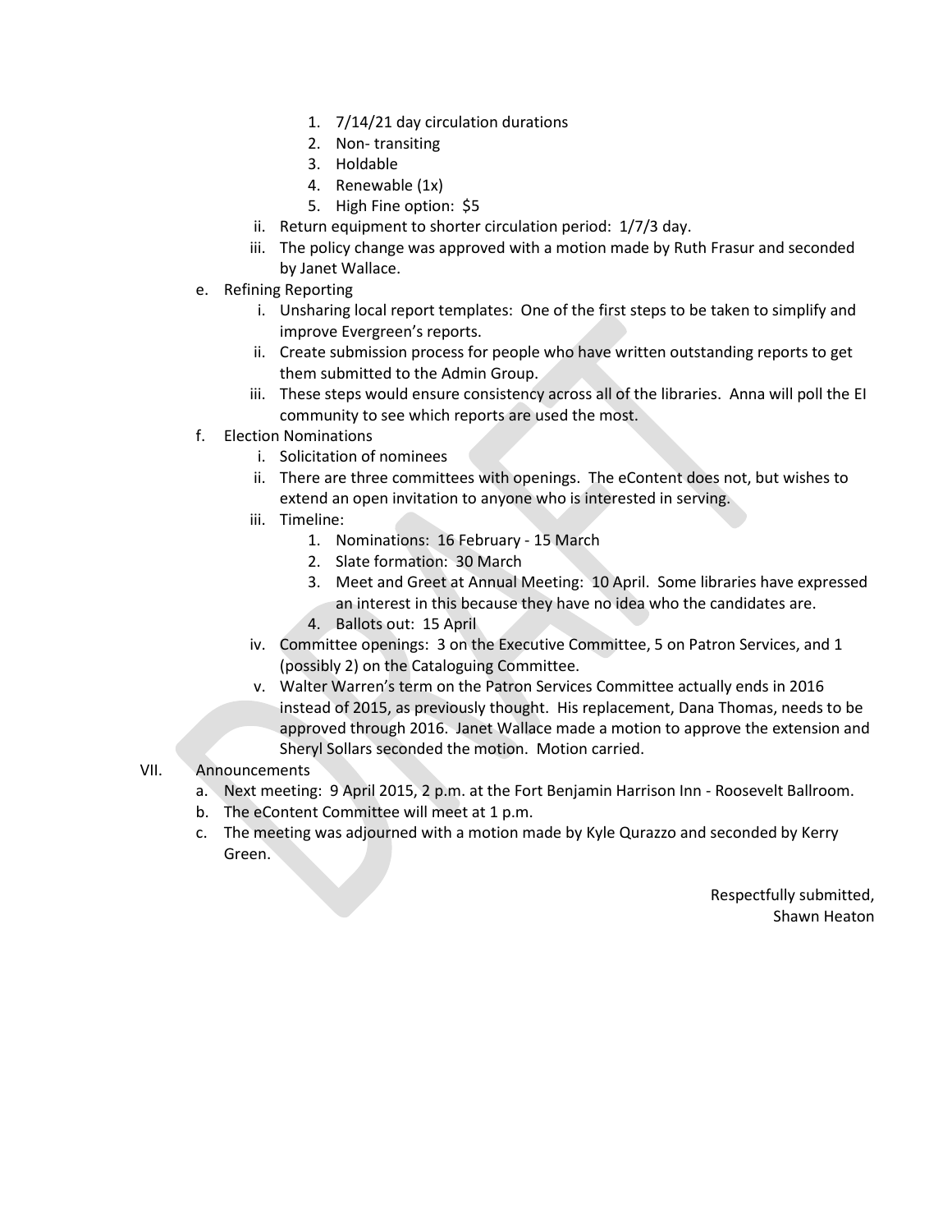1. 7/14/21 day circulation durations
2. Non- transiting
3. Holdable
4. Renewable (1x)
5. High Fine option: $5

ii. Return equipment to shorter circulation period: 1/7/3 day.

iii. The policy change was approved with a motion made by Ruth Frasur and seconded by Janet Wallace.

e. Refining Reporting

i. Unsharing local report templates: One of the first steps to be taken to simplify and improve Evergreen's reports.

ii. Create submission process for people who have written outstanding reports to get them submitted to the Admin Group.

iii. These steps would ensure consistency across all of the libraries. Anna will poll the EI community to see which reports are used the most.

f. Election Nominations

i. Solicitation of nominees

ii. There are three committees with openings. The eContent does not, but wishes to extend an open invitation to anyone who is interested in serving.

iii. Timeline:

1. Nominations: 16 February - 15 March
2. Slate formation: 30 March
3. Meet and Greet at Annual Meeting: 10 April. Some libraries have expressed an interest in this because they have no idea who the candidates are.
4. Ballots out: 15 April

iv. Committee openings: 3 on the Executive Committee, 5 on Patron Services, and 1 (possibly 2) on the Cataloguing Committee.

v. Walter Warren's term on the Patron Services Committee actually ends in 2016 instead of 2015, as previously thought. His replacement, Dana Thomas, needs to be approved through 2016. Janet Wallace made a motion to approve the extension and Sheryl Sollars seconded the motion. Motion carried.

VII. Announcements

a. Next meeting: 9 April 2015, 2 p.m. at the Fort Benjamin Harrison Inn - Roosevelt Ballroom.

b. The eContent Committee will meet at 1 p.m.

c. The meeting was adjourned with a motion made by Kyle Qurazzo and seconded by Kerry Green.

Respectfully submitted,
Shawn Heaton